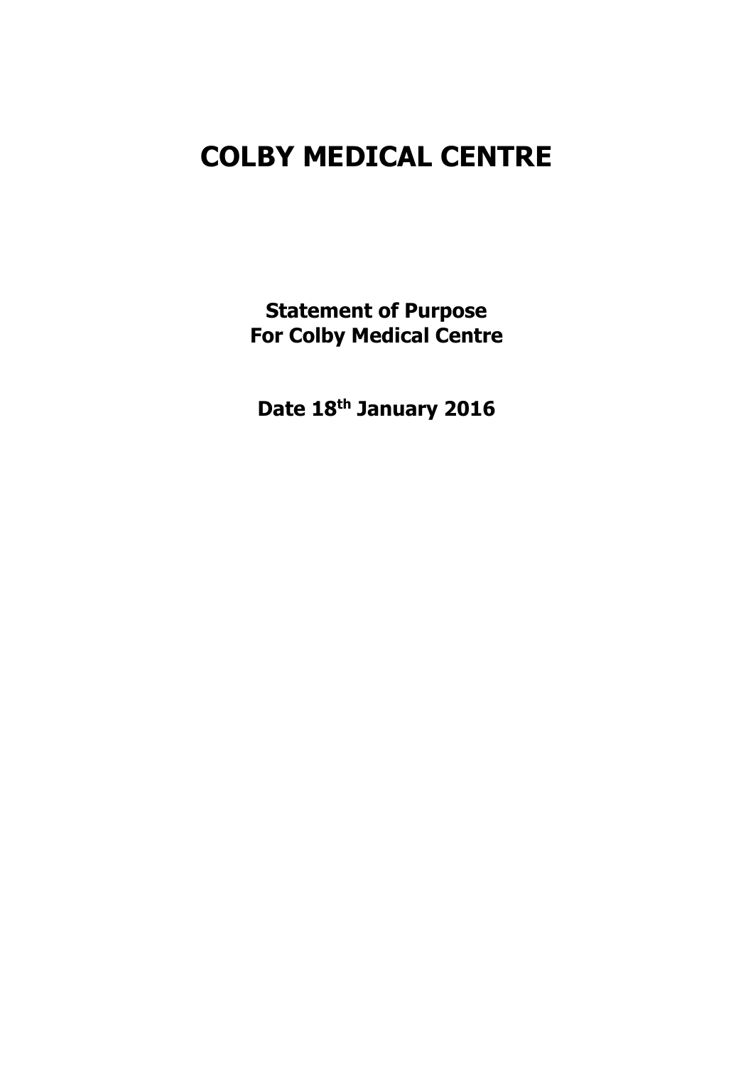# COLBY MEDICAL CENTRE

**Statement of Purpose**
**For Colby Medical Centre**

**Date 18th January 2016**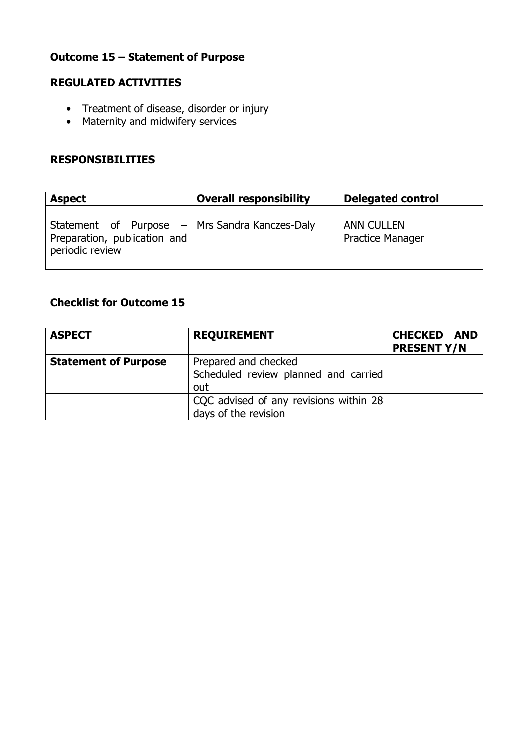## Outcome 15 – Statement of Purpose

### REGULATED ACTIVITIES

- Treatment of disease, disorder or injury
- Maternity and midwifery services

### RESPONSIBILITIES

| Aspect | Overall responsibility | Delegated control |
| --- | --- | --- |
| Statement of Purpose – Preparation, publication and periodic review | Mrs Sandra Kanczes-Daly | ANN CULLEN Practice Manager |

### Checklist for Outcome 15

| ASPECT | REQUIREMENT | CHECKED AND PRESENT Y/N |
| --- | --- | --- |
| **Statement of Purpose** | Prepared and checked | |
| | Scheduled review planned and carried out | |
| | CQC advised of any revisions within 28 days of the revision | |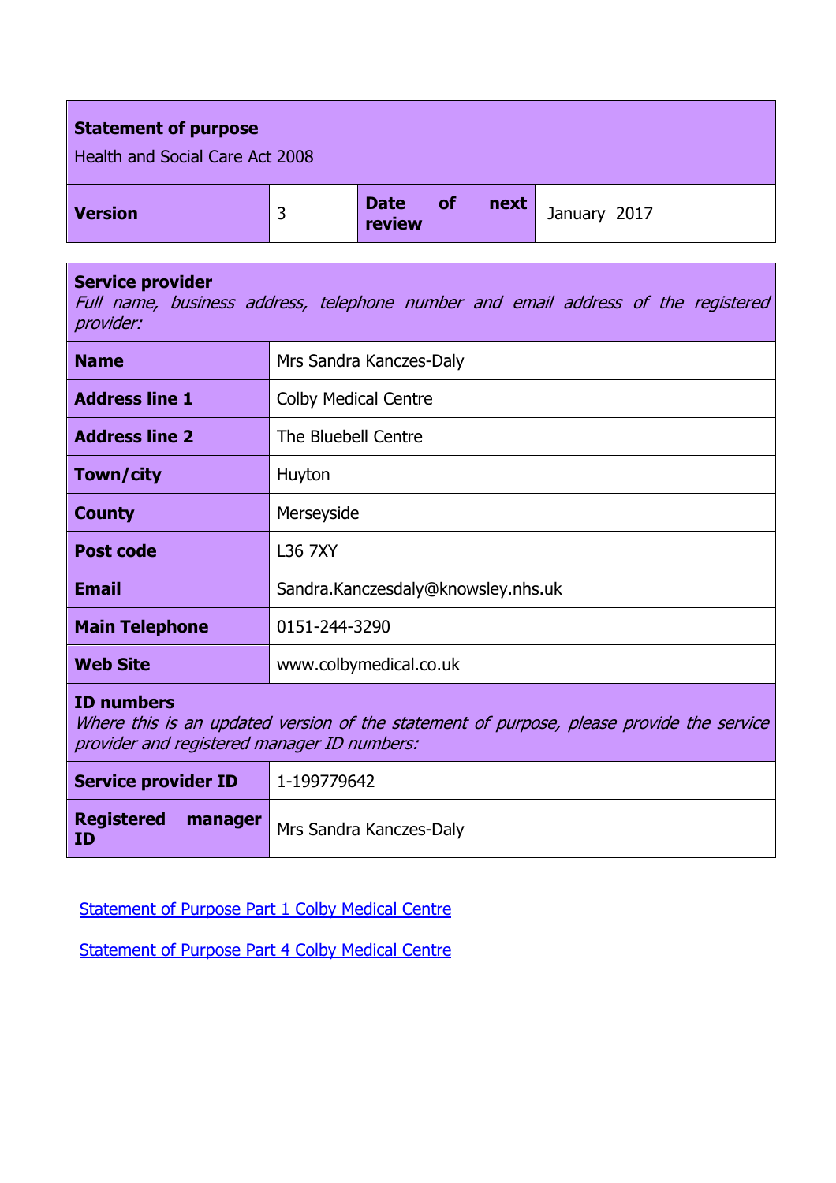| **Statement of purpose**<br>Health and Social Care Act 2008 | | | |
|---|---|---|---|
| **Version** | 3 | **Date of next review** | January 2017 |

| **Service provider**<br>*Full name, business address, telephone number and email address of the registered provider:* | |
|---|---|
| **Name** | Mrs Sandra Kanczes-Daly |
| **Address line 1** | Colby Medical Centre |
| **Address line 2** | The Bluebell Centre |
| **Town/city** | Huyton |
| **County** | Merseyside |
| **Post code** | L36 7XY |
| **Email** | Sandra.Kanczesdaly@knowsley.nhs.uk |
| **Main Telephone** | 0151-244-3290 |
| **Web Site** | www.colbymedical.co.uk |
| **ID numbers**<br>*Where this is an updated version of the statement of purpose, please provide the service provider and registered manager ID numbers:* | |
| **Service provider ID** | 1-199779642 |
| **Registered manager ID** | Mrs Sandra Kanczes-Daly |

Statement of Purpose Part 1 Colby Medical Centre

Statement of Purpose Part 4 Colby Medical Centre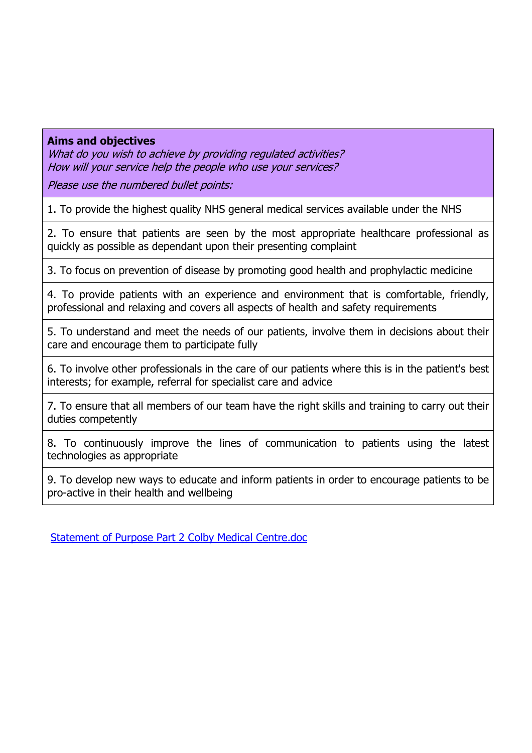**Aims and objectives**
*What do you wish to achieve by providing regulated activities?*
*How will your service help the people who use your services?*

*Please use the numbered bullet points:*

1. To provide the highest quality NHS general medical services available under the NHS

2. To ensure that patients are seen by the most appropriate healthcare professional as quickly as possible as dependant upon their presenting complaint

3. To focus on prevention of disease by promoting good health and prophylactic medicine

4. To provide patients with an experience and environment that is comfortable, friendly, professional and relaxing and covers all aspects of health and safety requirements

5. To understand and meet the needs of our patients, involve them in decisions about their care and encourage them to participate fully

6. To involve other professionals in the care of our patients where this is in the patient's best interests; for example, referral for specialist care and advice

7. To ensure that all members of our team have the right skills and training to carry out their duties competently

8. To continuously improve the lines of communication to patients using the latest technologies as appropriate

9. To develop new ways to educate and inform patients in order to encourage patients to be pro-active in their health and wellbeing

Statement of Purpose Part 2 Colby Medical Centre.doc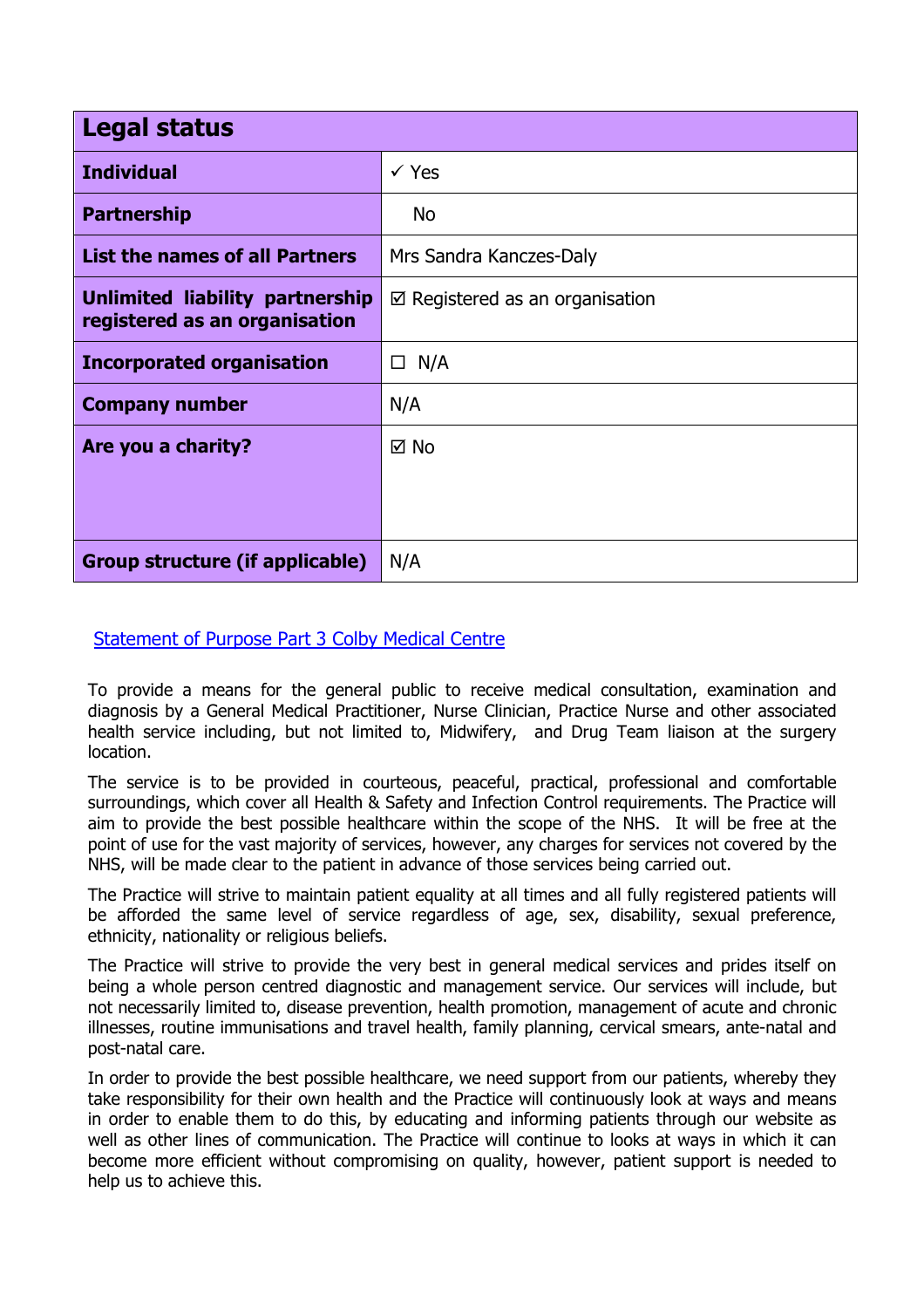| **Legal status** | |
|---|---|
| **Individual** | ✓ Yes |
| **Partnership** | No |
| **List the names of all Partners** | Mrs Sandra Kanczes-Daly |
| **Unlimited liability partnership registered as an organisation** | ☑ Registered as an organisation |
| **Incorporated organisation** | ☐ N/A |
| **Company number** | N/A |
| **Are you a charity?** | ☑ No |
| **Group structure (if applicable)** | N/A |

Statement of Purpose Part 3 Colby Medical Centre

To provide a means for the general public to receive medical consultation, examination and diagnosis by a General Medical Practitioner, Nurse Clinician, Practice Nurse and other associated health service including, but not limited to, Midwifery, and Drug Team liaison at the surgery location.

The service is to be provided in courteous, peaceful, practical, professional and comfortable surroundings, which cover all Health & Safety and Infection Control requirements. The Practice will aim to provide the best possible healthcare within the scope of the NHS. It will be free at the point of use for the vast majority of services, however, any charges for services not covered by the NHS, will be made clear to the patient in advance of those services being carried out.

The Practice will strive to maintain patient equality at all times and all fully registered patients will be afforded the same level of service regardless of age, sex, disability, sexual preference, ethnicity, nationality or religious beliefs.

The Practice will strive to provide the very best in general medical services and prides itself on being a whole person centred diagnostic and management service. Our services will include, but not necessarily limited to, disease prevention, health promotion, management of acute and chronic illnesses, routine immunisations and travel health, family planning, cervical smears, ante-natal and post-natal care.

In order to provide the best possible healthcare, we need support from our patients, whereby they take responsibility for their own health and the Practice will continuously look at ways and means in order to enable them to do this, by educating and informing patients through our website as well as other lines of communication. The Practice will continue to looks at ways in which it can become more efficient without compromising on quality, however, patient support is needed to help us to achieve this.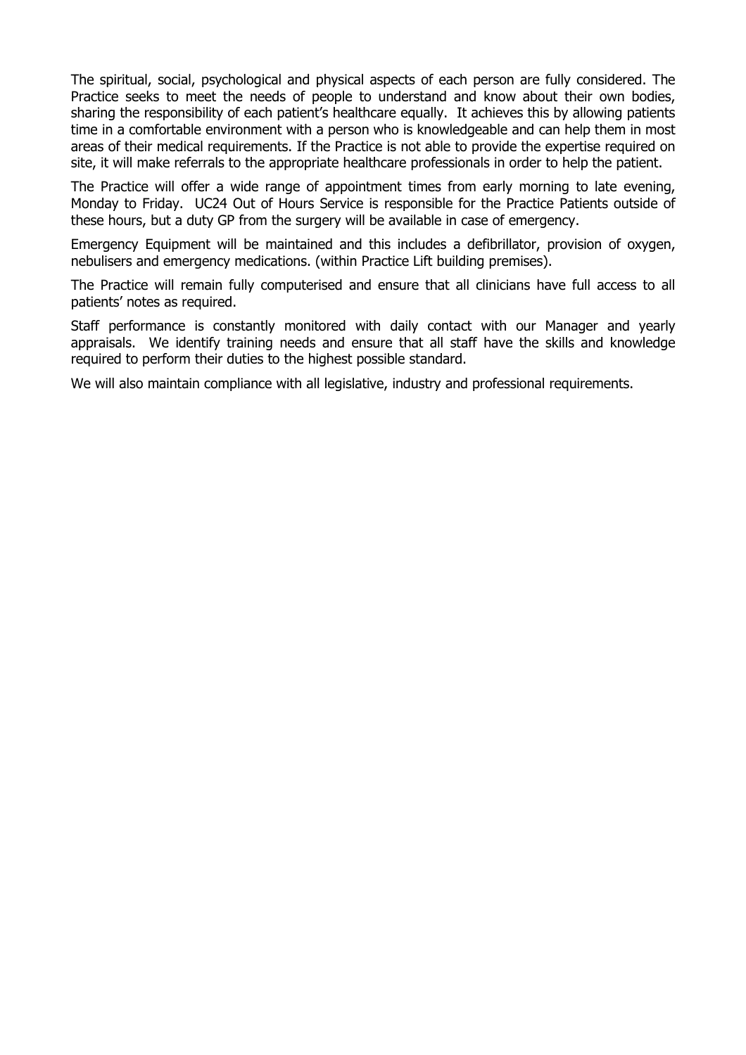The spiritual, social, psychological and physical aspects of each person are fully considered. The Practice seeks to meet the needs of people to understand and know about their own bodies, sharing the responsibility of each patient's healthcare equally. It achieves this by allowing patients time in a comfortable environment with a person who is knowledgeable and can help them in most areas of their medical requirements. If the Practice is not able to provide the expertise required on site, it will make referrals to the appropriate healthcare professionals in order to help the patient.

The Practice will offer a wide range of appointment times from early morning to late evening, Monday to Friday. UC24 Out of Hours Service is responsible for the Practice Patients outside of these hours, but a duty GP from the surgery will be available in case of emergency.

Emergency Equipment will be maintained and this includes a defibrillator, provision of oxygen, nebulisers and emergency medications. (within Practice Lift building premises).

The Practice will remain fully computerised and ensure that all clinicians have full access to all patients' notes as required.

Staff performance is constantly monitored with daily contact with our Manager and yearly appraisals. We identify training needs and ensure that all staff have the skills and knowledge required to perform their duties to the highest possible standard.

We will also maintain compliance with all legislative, industry and professional requirements.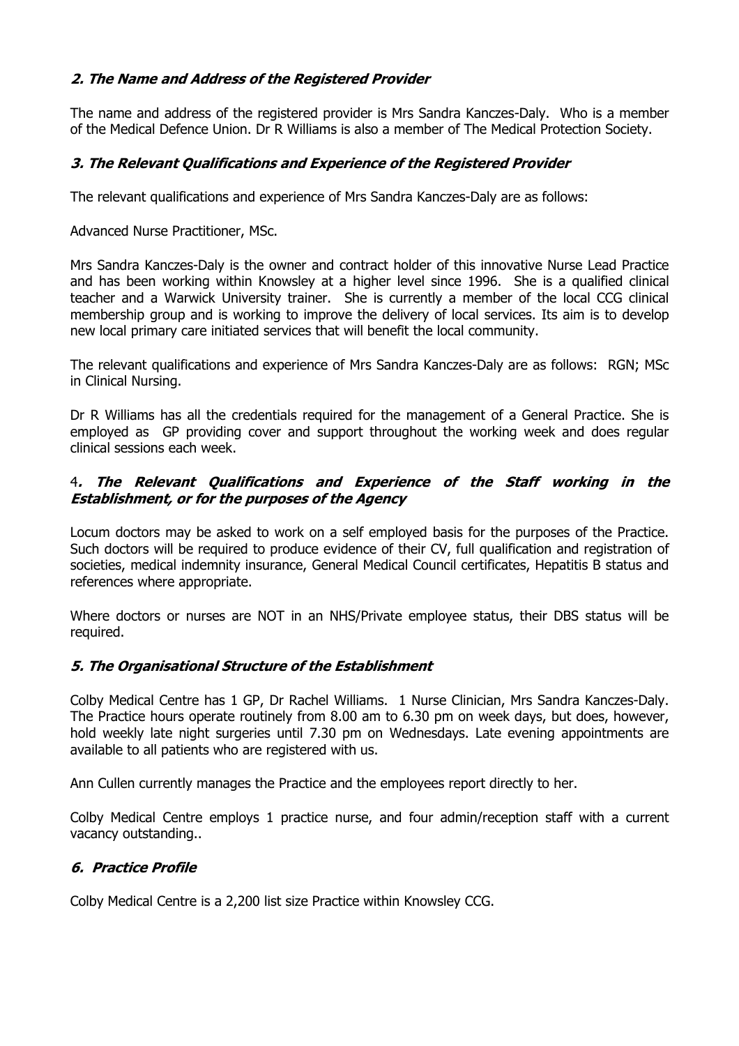## *2. The Name and Address of the Registered Provider*

The name and address of the registered provider is Mrs Sandra Kanczes-Daly. Who is a member of the Medical Defence Union. Dr R Williams is also a member of The Medical Protection Society.

## *3. The Relevant Qualifications and Experience of the Registered Provider*

The relevant qualifications and experience of Mrs Sandra Kanczes-Daly are as follows:

Advanced Nurse Practitioner, MSc.

Mrs Sandra Kanczes-Daly is the owner and contract holder of this innovative Nurse Lead Practice and has been working within Knowsley at a higher level since 1996. She is a qualified clinical teacher and a Warwick University trainer. She is currently a member of the local CCG clinical membership group and is working to improve the delivery of local services. Its aim is to develop new local primary care initiated services that will benefit the local community.

The relevant qualifications and experience of Mrs Sandra Kanczes-Daly are as follows: RGN; MSc in Clinical Nursing.

Dr R Williams has all the credentials required for the management of a General Practice. She is employed as GP providing cover and support throughout the working week and does regular clinical sessions each week.

## 4*. The Relevant Qualifications and Experience of the Staff working in the Establishment, or for the purposes of the Agency*

Locum doctors may be asked to work on a self employed basis for the purposes of the Practice. Such doctors will be required to produce evidence of their CV, full qualification and registration of societies, medical indemnity insurance, General Medical Council certificates, Hepatitis B status and references where appropriate.

Where doctors or nurses are NOT in an NHS/Private employee status, their DBS status will be required.

## *5. The Organisational Structure of the Establishment*

Colby Medical Centre has 1 GP, Dr Rachel Williams. 1 Nurse Clinician, Mrs Sandra Kanczes-Daly. The Practice hours operate routinely from 8.00 am to 6.30 pm on week days, but does, however, hold weekly late night surgeries until 7.30 pm on Wednesdays. Late evening appointments are available to all patients who are registered with us.

Ann Cullen currently manages the Practice and the employees report directly to her.

Colby Medical Centre employs 1 practice nurse, and four admin/reception staff with a current vacancy outstanding..

## *6. Practice Profile*

Colby Medical Centre is a 2,200 list size Practice within Knowsley CCG.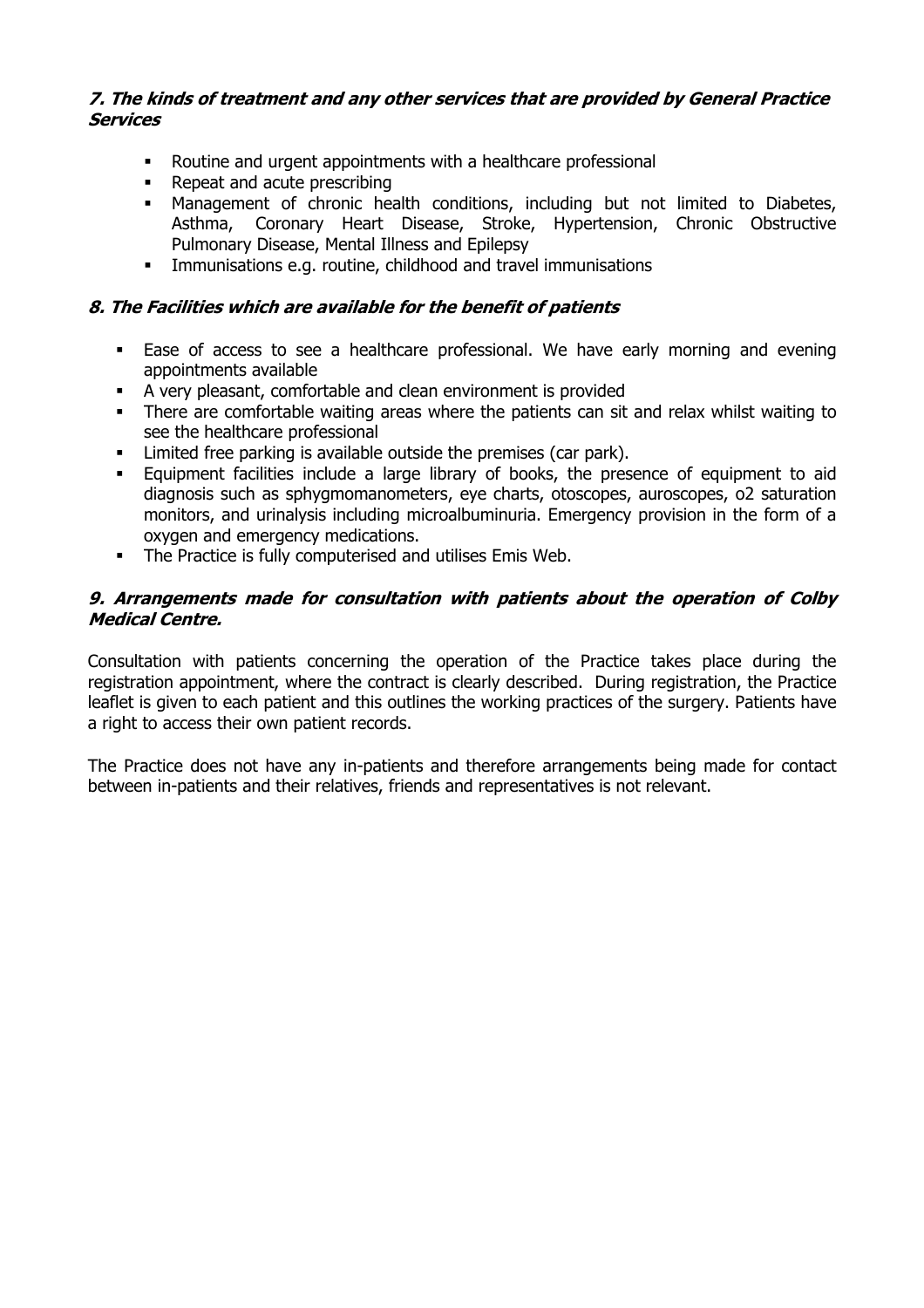### *7. The kinds of treatment and any other services that are provided by General Practice Services*

- Routine and urgent appointments with a healthcare professional
- Repeat and acute prescribing
- Management of chronic health conditions, including but not limited to Diabetes, Asthma, Coronary Heart Disease, Stroke, Hypertension, Chronic Obstructive Pulmonary Disease, Mental Illness and Epilepsy
- Immunisations e.g. routine, childhood and travel immunisations

### *8. The Facilities which are available for the benefit of patients*

- Ease of access to see a healthcare professional. We have early morning and evening appointments available
- A very pleasant, comfortable and clean environment is provided
- There are comfortable waiting areas where the patients can sit and relax whilst waiting to see the healthcare professional
- Limited free parking is available outside the premises (car park).
- Equipment facilities include a large library of books, the presence of equipment to aid diagnosis such as sphygmomanometers, eye charts, otoscopes, auroscopes, o2 saturation monitors, and urinalysis including microalbuminuria. Emergency provision in the form of a oxygen and emergency medications.
- The Practice is fully computerised and utilises Emis Web.

### *9. Arrangements made for consultation with patients about the operation of Colby Medical Centre.*

Consultation with patients concerning the operation of the Practice takes place during the registration appointment, where the contract is clearly described. During registration, the Practice leaflet is given to each patient and this outlines the working practices of the surgery. Patients have a right to access their own patient records.

The Practice does not have any in-patients and therefore arrangements being made for contact between in-patients and their relatives, friends and representatives is not relevant.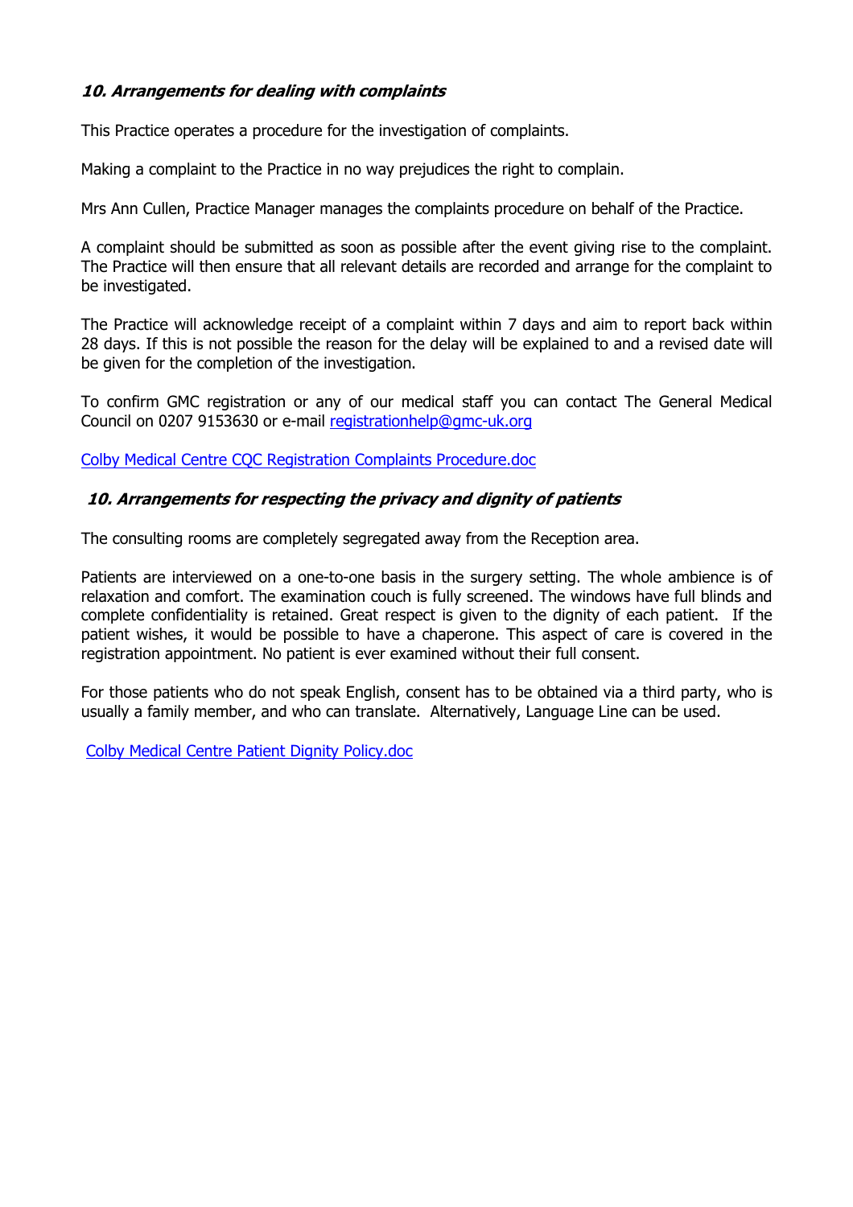### *10. Arrangements for dealing with complaints*

This Practice operates a procedure for the investigation of complaints.

Making a complaint to the Practice in no way prejudices the right to complain.

Mrs Ann Cullen, Practice Manager manages the complaints procedure on behalf of the Practice.

A complaint should be submitted as soon as possible after the event giving rise to the complaint. The Practice will then ensure that all relevant details are recorded and arrange for the complaint to be investigated.

The Practice will acknowledge receipt of a complaint within 7 days and aim to report back within 28 days. If this is not possible the reason for the delay will be explained to and a revised date will be given for the completion of the investigation.

To confirm GMC registration or any of our medical staff you can contact The General Medical Council on 0207 9153630 or e-mail registrationhelp@gmc-uk.org

Colby Medical Centre CQC Registration Complaints Procedure.doc

### *10. Arrangements for respecting the privacy and dignity of patients*

The consulting rooms are completely segregated away from the Reception area.

Patients are interviewed on a one-to-one basis in the surgery setting. The whole ambience is of relaxation and comfort. The examination couch is fully screened. The windows have full blinds and complete confidentiality is retained. Great respect is given to the dignity of each patient. If the patient wishes, it would be possible to have a chaperone. This aspect of care is covered in the registration appointment. No patient is ever examined without their full consent.

For those patients who do not speak English, consent has to be obtained via a third party, who is usually a family member, and who can translate. Alternatively, Language Line can be used.

Colby Medical Centre Patient Dignity Policy.doc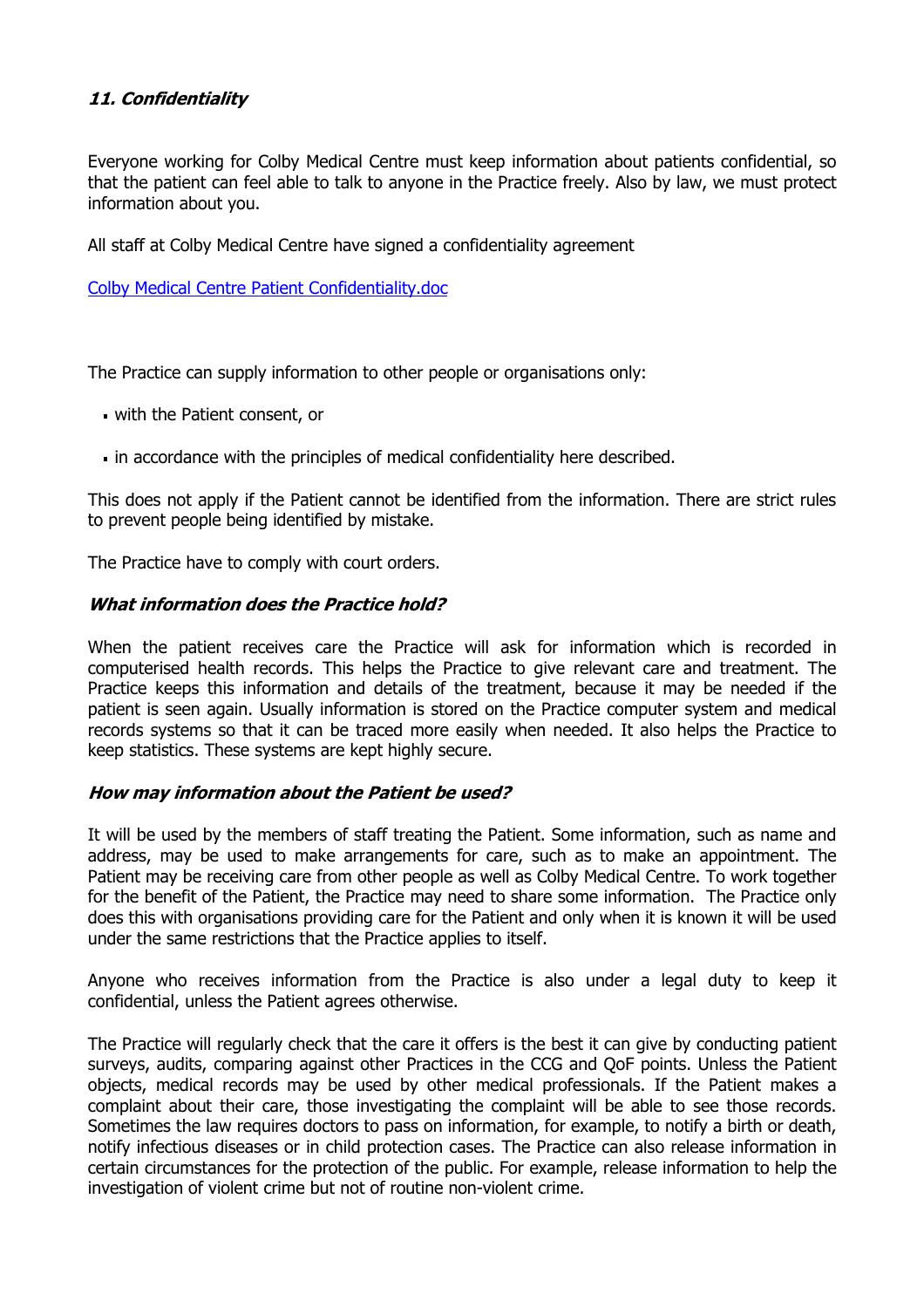### *11. Confidentiality*

Everyone working for Colby Medical Centre must keep information about patients confidential, so that the patient can feel able to talk to anyone in the Practice freely. Also by law, we must protect information about you.

All staff at Colby Medical Centre have signed a confidentiality agreement

[Colby Medical Centre Patient Confidentiality.doc]

The Practice can supply information to other people or organisations only:

- with the Patient consent, or
- in accordance with the principles of medical confidentiality here described.

This does not apply if the Patient cannot be identified from the information. There are strict rules to prevent people being identified by mistake.

The Practice have to comply with court orders.

#### *What information does the Practice hold?*

When the patient receives care the Practice will ask for information which is recorded in computerised health records. This helps the Practice to give relevant care and treatment. The Practice keeps this information and details of the treatment, because it may be needed if the patient is seen again. Usually information is stored on the Practice computer system and medical records systems so that it can be traced more easily when needed. It also helps the Practice to keep statistics. These systems are kept highly secure.

#### *How may information about the Patient be used?*

It will be used by the members of staff treating the Patient. Some information, such as name and address, may be used to make arrangements for care, such as to make an appointment. The Patient may be receiving care from other people as well as Colby Medical Centre. To work together for the benefit of the Patient, the Practice may need to share some information. The Practice only does this with organisations providing care for the Patient and only when it is known it will be used under the same restrictions that the Practice applies to itself.

Anyone who receives information from the Practice is also under a legal duty to keep it confidential, unless the Patient agrees otherwise.

The Practice will regularly check that the care it offers is the best it can give by conducting patient surveys, audits, comparing against other Practices in the CCG and QoF points. Unless the Patient objects, medical records may be used by other medical professionals. If the Patient makes a complaint about their care, those investigating the complaint will be able to see those records. Sometimes the law requires doctors to pass on information, for example, to notify a birth or death, notify infectious diseases or in child protection cases. The Practice can also release information in certain circumstances for the protection of the public. For example, release information to help the investigation of violent crime but not of routine non-violent crime.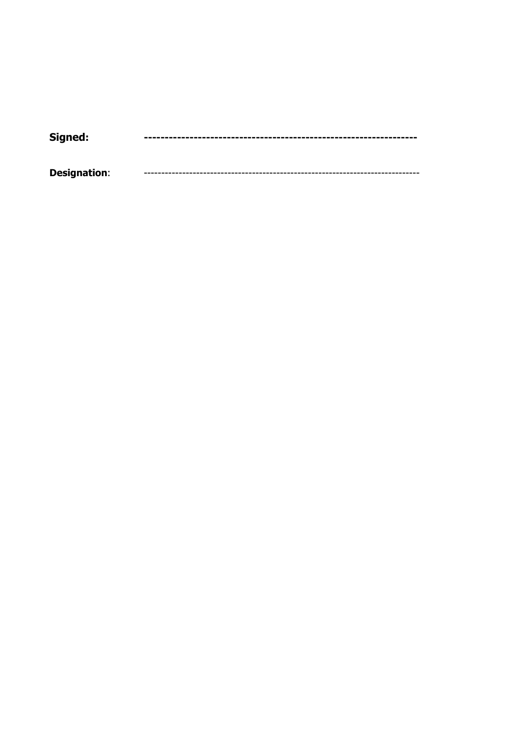**Signed:** ------------------------------------------------------------------

**Designation**: ------------------------------------------------------------------------------